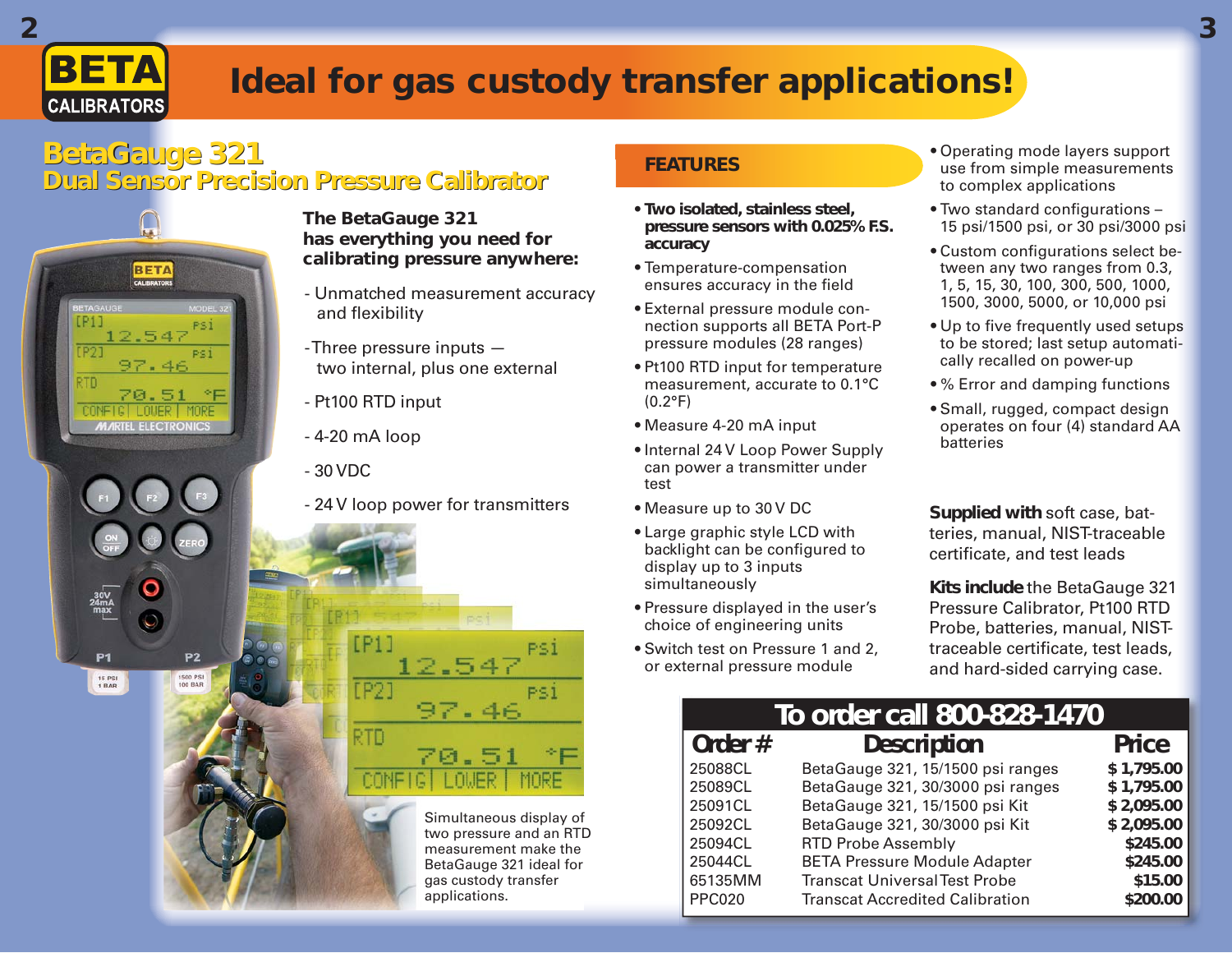# Ideal for gas custody transfer applications!

## BetaGauge 321
### Dual Sensor Precision Pressure Calibrator

**The BetaGauge 321 has everything you need for calibrating pressure anywhere:**

- Unmatched measurement accuracy and flexibility
- Three pressure inputs — two internal, plus one external
- Pt100 RTD input
- 4-20 mA loop
- 30 VDC
- 24 V loop power for transmitters

Simultaneous display of two pressure and an RTD measurement make the BetaGauge 321 ideal for gas custody transfer applications.

## FEATURES

- **Two isolated, stainless steel, pressure sensors with 0.025% F.S. accuracy**
- Temperature-compensation ensures accuracy in the field
- External pressure module connection supports all BETA Port-P pressure modules (28 ranges)
- Pt100 RTD input for temperature measurement, accurate to 0.1°C (0.2°F)
- Measure 4-20 mA input
- Internal 24 V Loop Power Supply can power a transmitter under test
- Measure up to 30 V DC
- Large graphic style LCD with backlight can be configured to display up to 3 inputs simultaneously
- Pressure displayed in the user's choice of engineering units
- Switch test on Pressure 1 and 2, or external pressure module
- Operating mode layers support use from simple measurements to complex applications
- Two standard configurations – 15 psi/1500 psi, or 30 psi/3000 psi
- Custom configurations select between any two ranges from 0.3, 1, 5, 15, 30, 100, 300, 500, 1000, 1500, 3000, 5000, or 10,000 psi
- Up to five frequently used setups to be stored; last setup automatically recalled on power-up
- % Error and damping functions
- Small, rugged, compact design operates on four (4) standard AA batteries

**Supplied with** soft case, batteries, manual, NIST-traceable certificate, and test leads

**Kits include** the BetaGauge 321 Pressure Calibrator, Pt100 RTD Probe, batteries, manual, NIST-traceable certificate, test leads, and hard-sided carrying case.

**To order call 800-828-1470**

| Order # | Description | Price |
|---|---|---|
| 25088CL | BetaGauge 321, 15/1500 psi ranges | $ 1,795.00 |
| 25089CL | BetaGauge 321, 30/3000 psi ranges | $ 1,795.00 |
| 25091CL | BetaGauge 321, 15/1500 psi Kit | $ 2,095.00 |
| 25092CL | BetaGauge 321, 30/3000 psi Kit | $ 2,095.00 |
| 25094CL | RTD Probe Assembly | $245.00 |
| 25044CL | BETA Pressure Module Adapter | $245.00 |
| 65135MM | Transcat Universal Test Probe | $15.00 |
| PPC020 | Transcat Accredited Calibration | $200.00 |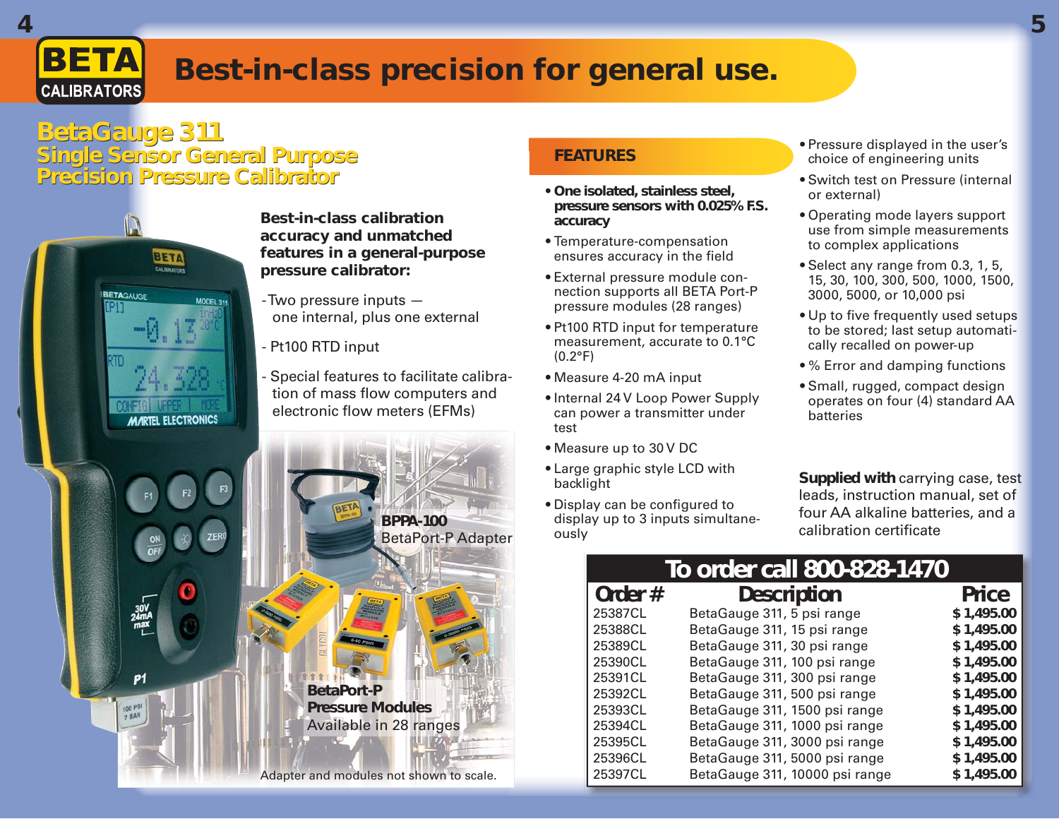# Best-in-class precision for general use.

## BetaGauge 311
## Single Sensor General Purpose Precision Pressure Calibrator

**Best-in-class calibration accuracy and unmatched features in a general-purpose pressure calibrator:**

- Two pressure inputs — one internal, plus one external
- Pt100 RTD input
- Special features to facilitate calibration of mass flow computers and electronic flow meters (EFMs)

**BPPA-100**
BetaPort-P Adapter

**BetaPort-P Pressure Modules**
Available in 28 ranges

Adapter and modules not shown to scale.

### FEATURES

- **One isolated, stainless steel, pressure sensors with 0.025% F.S. accuracy**
- Temperature-compensation ensures accuracy in the field
- External pressure module connection supports all BETA Port-P pressure modules (28 ranges)
- Pt100 RTD input for temperature measurement, accurate to 0.1°C (0.2°F)
- Measure 4-20 mA input
- Internal 24 V Loop Power Supply can power a transmitter under test
- Measure up to 30 V DC
- Large graphic style LCD with backlight
- Display can be configured to display up to 3 inputs simultaneously
- Pressure displayed in the user's choice of engineering units
- Switch test on Pressure (internal or external)
- Operating mode layers support use from simple measurements to complex applications
- Select any range from 0.3, 1, 5, 15, 30, 100, 300, 500, 1000, 1500, 3000, 5000, or 10,000 psi
- Up to five frequently used setups to be stored; last setup automatically recalled on power-up
- % Error and damping functions
- Small, rugged, compact design operates on four (4) standard AA batteries

**Supplied with** carrying case, test leads, instruction manual, set of four AA alkaline batteries, and a calibration certificate

### To order call 800-828-1470

| Order # | Description | Price |
|---|---|---|
| 25387CL | BetaGauge 311, 5 psi range | $ 1,495.00 |
| 25388CL | BetaGauge 311, 15 psi range | $ 1,495.00 |
| 25389CL | BetaGauge 311, 30 psi range | $ 1,495.00 |
| 25390CL | BetaGauge 311, 100 psi range | $ 1,495.00 |
| 25391CL | BetaGauge 311, 300 psi range | $ 1,495.00 |
| 25392CL | BetaGauge 311, 500 psi range | $ 1,495.00 |
| 25393CL | BetaGauge 311, 1500 psi range | $ 1,495.00 |
| 25394CL | BetaGauge 311, 1000 psi range | $ 1,495.00 |
| 25395CL | BetaGauge 311, 3000 psi range | $ 1,495.00 |
| 25396CL | BetaGauge 311, 5000 psi range | $ 1,495.00 |
| 25397CL | BetaGauge 311, 10000 psi range | $ 1,495.00 |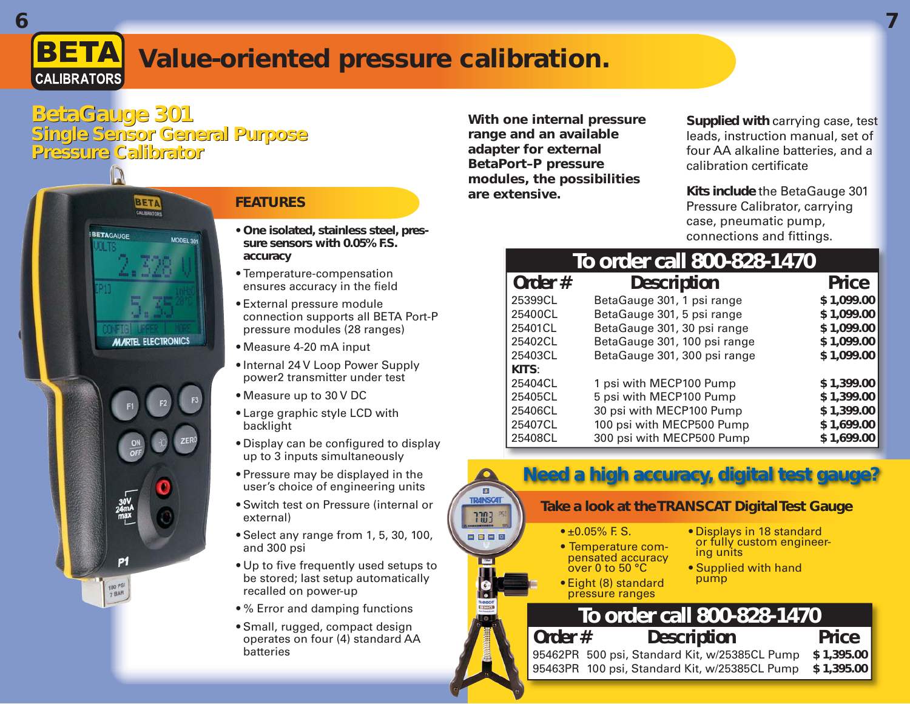# Value-oriented pressure calibration.

## BetaGauge 301
## Single Sensor General Purpose Pressure Calibrator

### FEATURES

- **One isolated, stainless steel, pressure sensors with 0.05% F.S. accuracy**
- Temperature-compensation ensures accuracy in the field
- External pressure module connection supports all BETA Port-P pressure modules (28 ranges)
- Measure 4-20 mA input
- Internal 24 V Loop Power Supply power2 transmitter under test
- Measure up to 30 V DC
- Large graphic style LCD with backlight
- Display can be configured to display up to 3 inputs simultaneously
- Pressure may be displayed in the user's choice of engineering units
- Switch test on Pressure (internal or external)
- Select any range from 1, 5, 30, 100, and 300 psi
- Up to five frequently used setups to be stored; last setup automatically recalled on power-up
- % Error and damping functions
- Small, rugged, compact design operates on four (4) standard AA batteries

**With one internal pressure range and an available adapter for external BetaPort-P pressure modules, the possibilities are extensive.**

**Supplied with** carrying case, test leads, instruction manual, set of four AA alkaline batteries, and a calibration certificate

**Kits include** the BetaGauge 301 Pressure Calibrator, carrying case, pneumatic pump, connections and fittings.

### To order call 800-828-1470

| Order # | Description | Price |
|---|---|---|
| 25399CL | BetaGauge 301, 1 psi range | $ 1,099.00 |
| 25400CL | BetaGauge 301, 5 psi range | $ 1,099.00 |
| 25401CL | BetaGauge 301, 30 psi range | $ 1,099.00 |
| 25402CL | BetaGauge 301, 100 psi range | $ 1,099.00 |
| 25403CL | BetaGauge 301, 300 psi range | $ 1,099.00 |
| **KITS:** | | |
| 25404CL | 1 psi with MECP100 Pump | $ 1,399.00 |
| 25405CL | 5 psi with MECP100 Pump | $ 1,399.00 |
| 25406CL | 30 psi with MECP100 Pump | $ 1,399.00 |
| 25407CL | 100 psi with MECP500 Pump | $ 1,699.00 |
| 25408CL | 300 psi with MECP500 Pump | $ 1,699.00 |

## Need a high accuracy, digital test gauge?

### Take a look at the TRANSCAT Digital Test Gauge

- ±0.05% F. S.
- Temperature compensated accuracy over 0 to 50 °C
- Eight (8) standard pressure ranges
- Displays in 18 standard or fully custom engineering units
- Supplied with hand pump

### To order call 800-828-1470

| Order # | Description | Price |
|---|---|---|
| 95462PR | 500 psi, Standard Kit, w/25385CL Pump | $ 1,395.00 |
| 95463PR | 100 psi, Standard Kit, w/25385CL Pump | $ 1,395.00 |